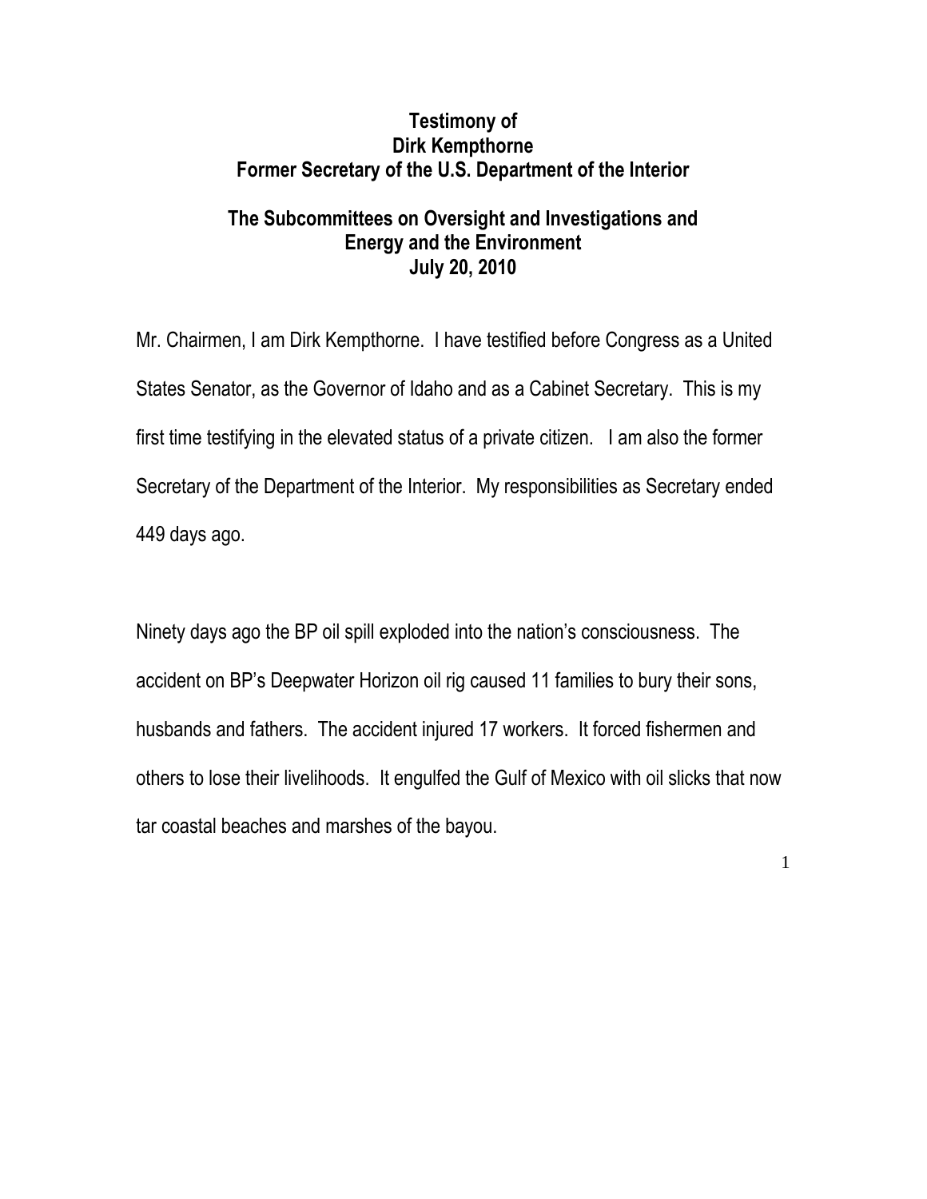# Testimony of
# Dirk Kempthorne
# Former Secretary of the U.S. Department of the Interior

## The Subcommittees on Oversight and Investigations and Energy and the Environment
## July 20, 2010

Mr. Chairmen, I am Dirk Kempthorne. I have testified before Congress as a United States Senator, as the Governor of Idaho and as a Cabinet Secretary. This is my first time testifying in the elevated status of a private citizen. I am also the former Secretary of the Department of the Interior. My responsibilities as Secretary ended 449 days ago.

Ninety days ago the BP oil spill exploded into the nation's consciousness. The accident on BP's Deepwater Horizon oil rig caused 11 families to bury their sons, husbands and fathers. The accident injured 17 workers. It forced fishermen and others to lose their livelihoods. It engulfed the Gulf of Mexico with oil slicks that now tar coastal beaches and marshes of the bayou.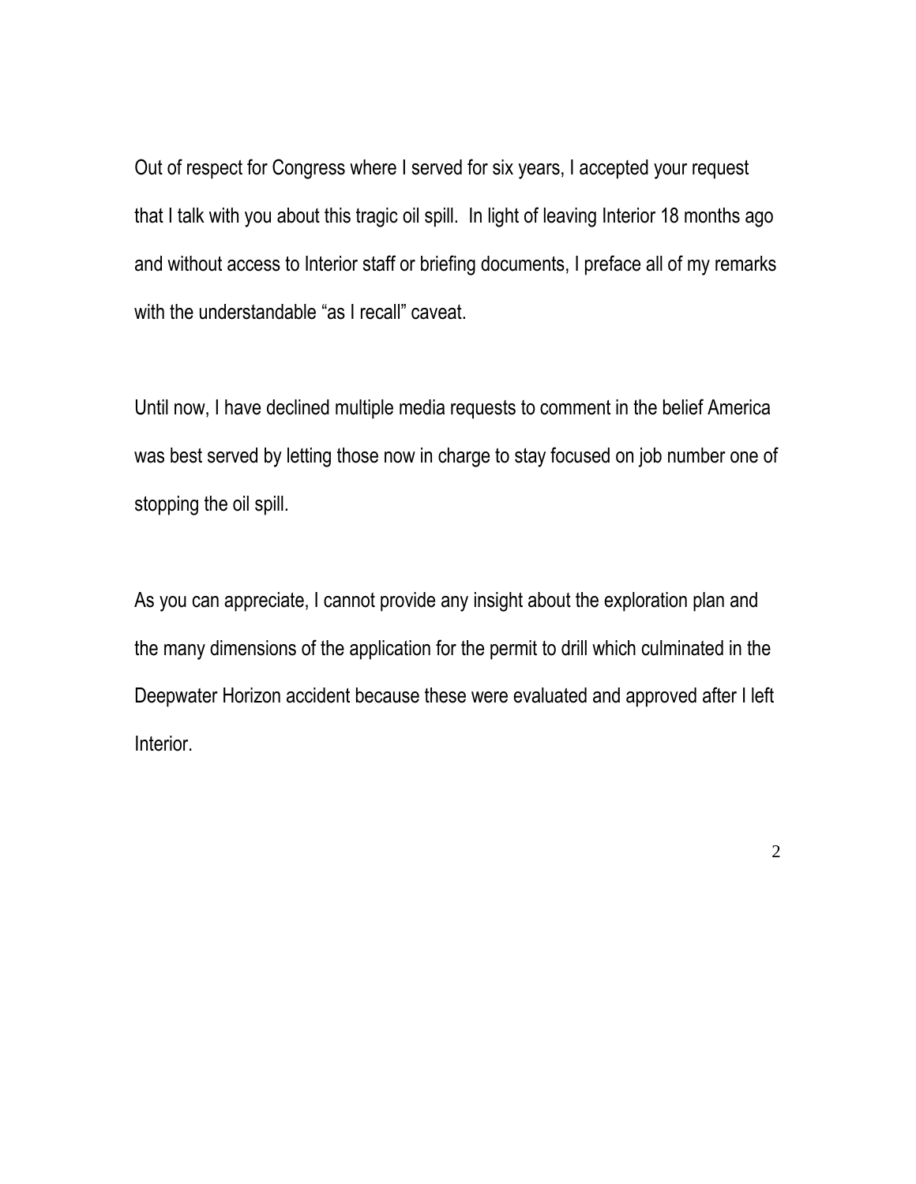Out of respect for Congress where I served for six years, I accepted your request that I talk with you about this tragic oil spill.  In light of leaving Interior 18 months ago and without access to Interior staff or briefing documents, I preface all of my remarks with the understandable "as I recall" caveat.

Until now, I have declined multiple media requests to comment in the belief America was best served by letting those now in charge to stay focused on job number one of stopping the oil spill.

As you can appreciate, I cannot provide any insight about the exploration plan and the many dimensions of the application for the permit to drill which culminated in the Deepwater Horizon accident because these were evaluated and approved after I left Interior.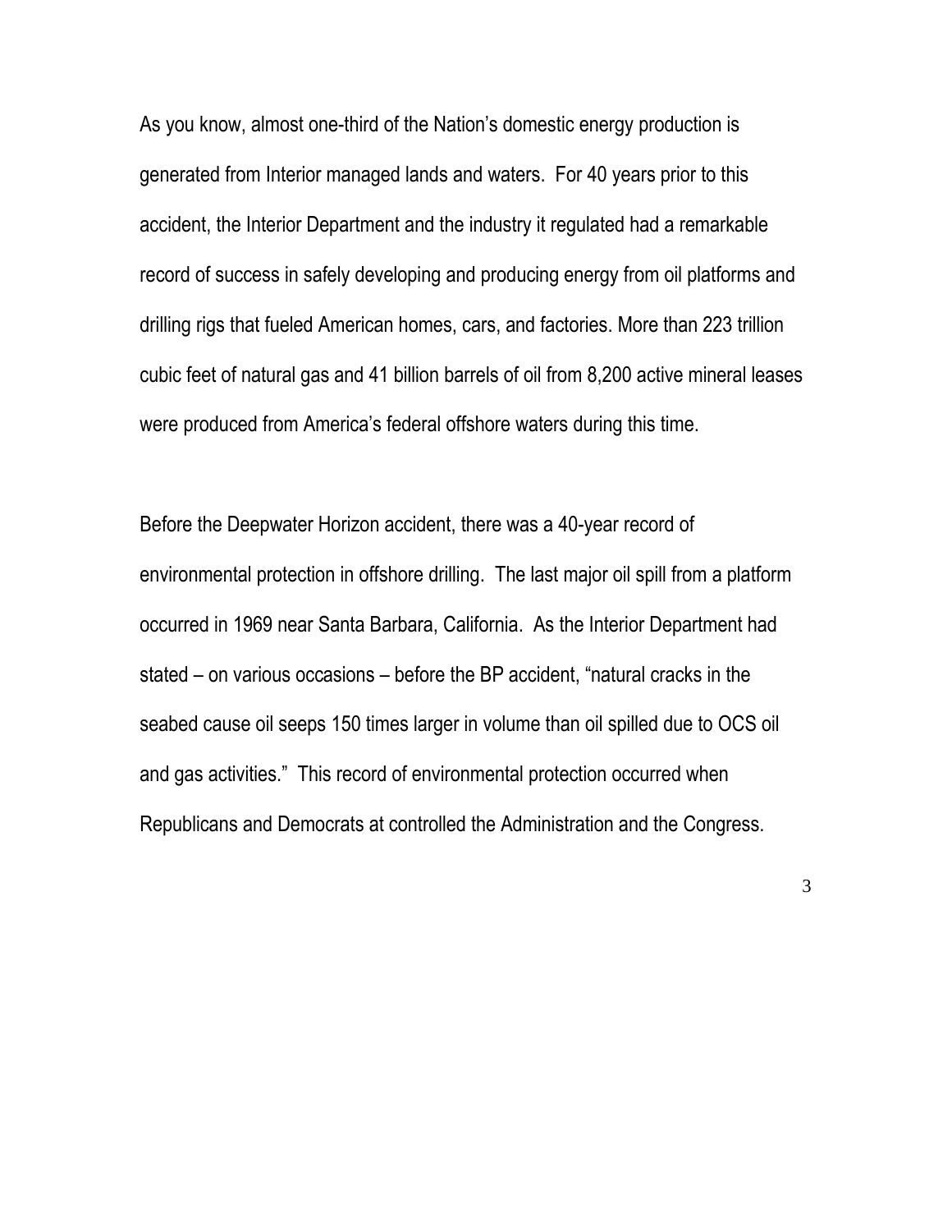As you know, almost one-third of the Nation's domestic energy production is generated from Interior managed lands and waters. For 40 years prior to this accident, the Interior Department and the industry it regulated had a remarkable record of success in safely developing and producing energy from oil platforms and drilling rigs that fueled American homes, cars, and factories. More than 223 trillion cubic feet of natural gas and 41 billion barrels of oil from 8,200 active mineral leases were produced from America's federal offshore waters during this time.

Before the Deepwater Horizon accident, there was a 40-year record of environmental protection in offshore drilling. The last major oil spill from a platform occurred in 1969 near Santa Barbara, California. As the Interior Department had stated – on various occasions – before the BP accident, "natural cracks in the seabed cause oil seeps 150 times larger in volume than oil spilled due to OCS oil and gas activities." This record of environmental protection occurred when Republicans and Democrats at controlled the Administration and the Congress.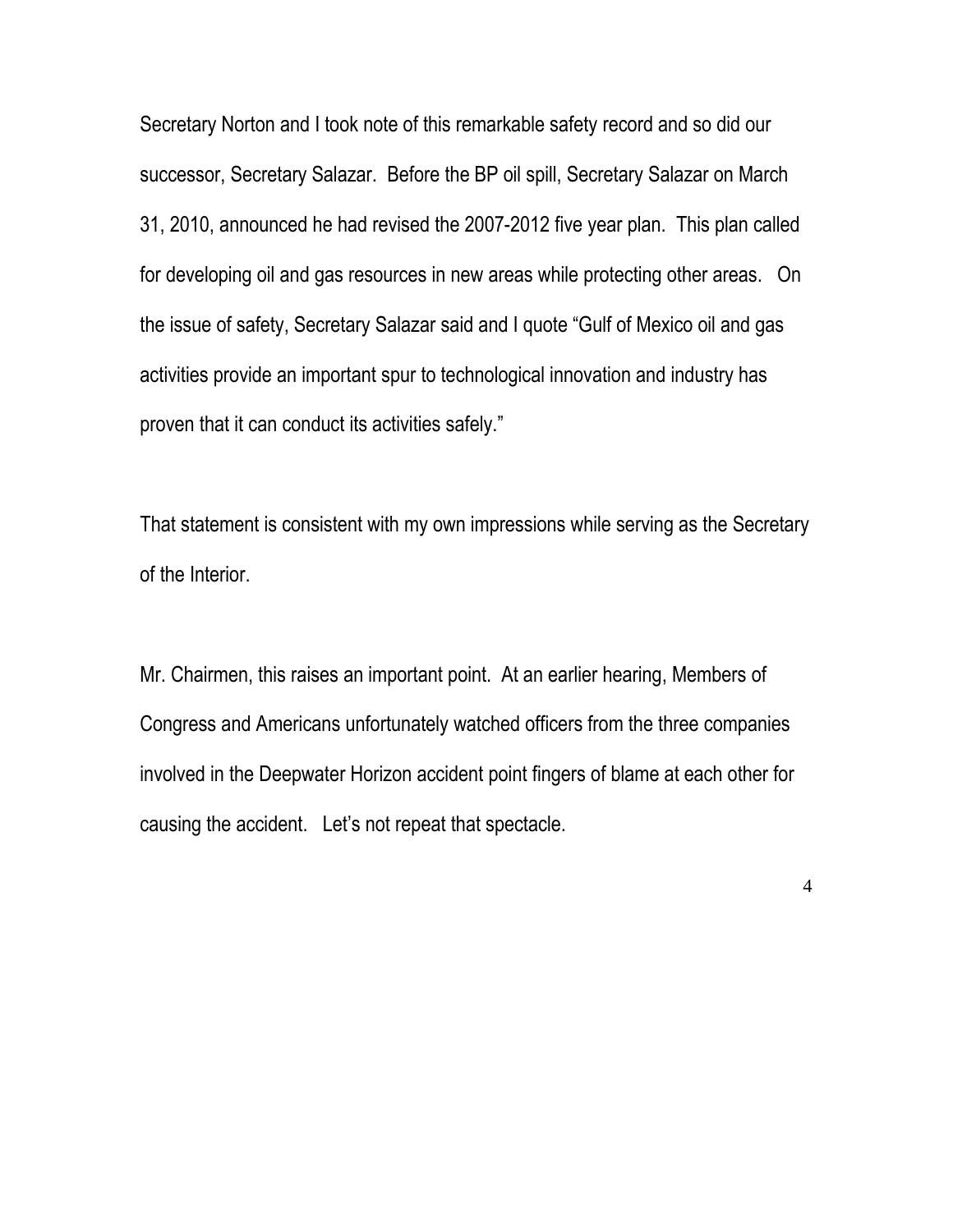Secretary Norton and I took note of this remarkable safety record and so did our successor, Secretary Salazar. Before the BP oil spill, Secretary Salazar on March 31, 2010, announced he had revised the 2007-2012 five year plan. This plan called for developing oil and gas resources in new areas while protecting other areas. On the issue of safety, Secretary Salazar said and I quote "Gulf of Mexico oil and gas activities provide an important spur to technological innovation and industry has proven that it can conduct its activities safely."

That statement is consistent with my own impressions while serving as the Secretary of the Interior.

Mr. Chairmen, this raises an important point. At an earlier hearing, Members of Congress and Americans unfortunately watched officers from the three companies involved in the Deepwater Horizon accident point fingers of blame at each other for causing the accident. Let's not repeat that spectacle.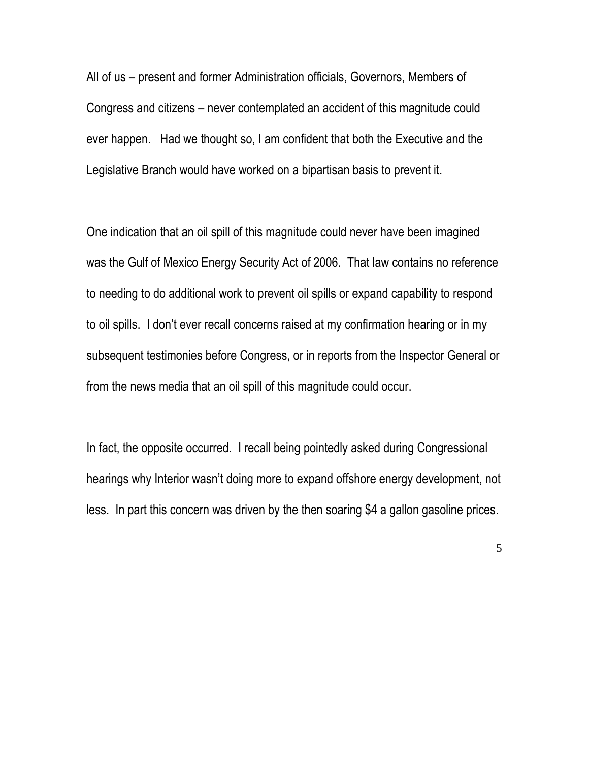All of us – present and former Administration officials, Governors, Members of Congress and citizens – never contemplated an accident of this magnitude could ever happen. Had we thought so, I am confident that both the Executive and the Legislative Branch would have worked on a bipartisan basis to prevent it.

One indication that an oil spill of this magnitude could never have been imagined was the Gulf of Mexico Energy Security Act of 2006. That law contains no reference to needing to do additional work to prevent oil spills or expand capability to respond to oil spills. I don't ever recall concerns raised at my confirmation hearing or in my subsequent testimonies before Congress, or in reports from the Inspector General or from the news media that an oil spill of this magnitude could occur.

In fact, the opposite occurred. I recall being pointedly asked during Congressional hearings why Interior wasn't doing more to expand offshore energy development, not less. In part this concern was driven by the then soaring $4 a gallon gasoline prices.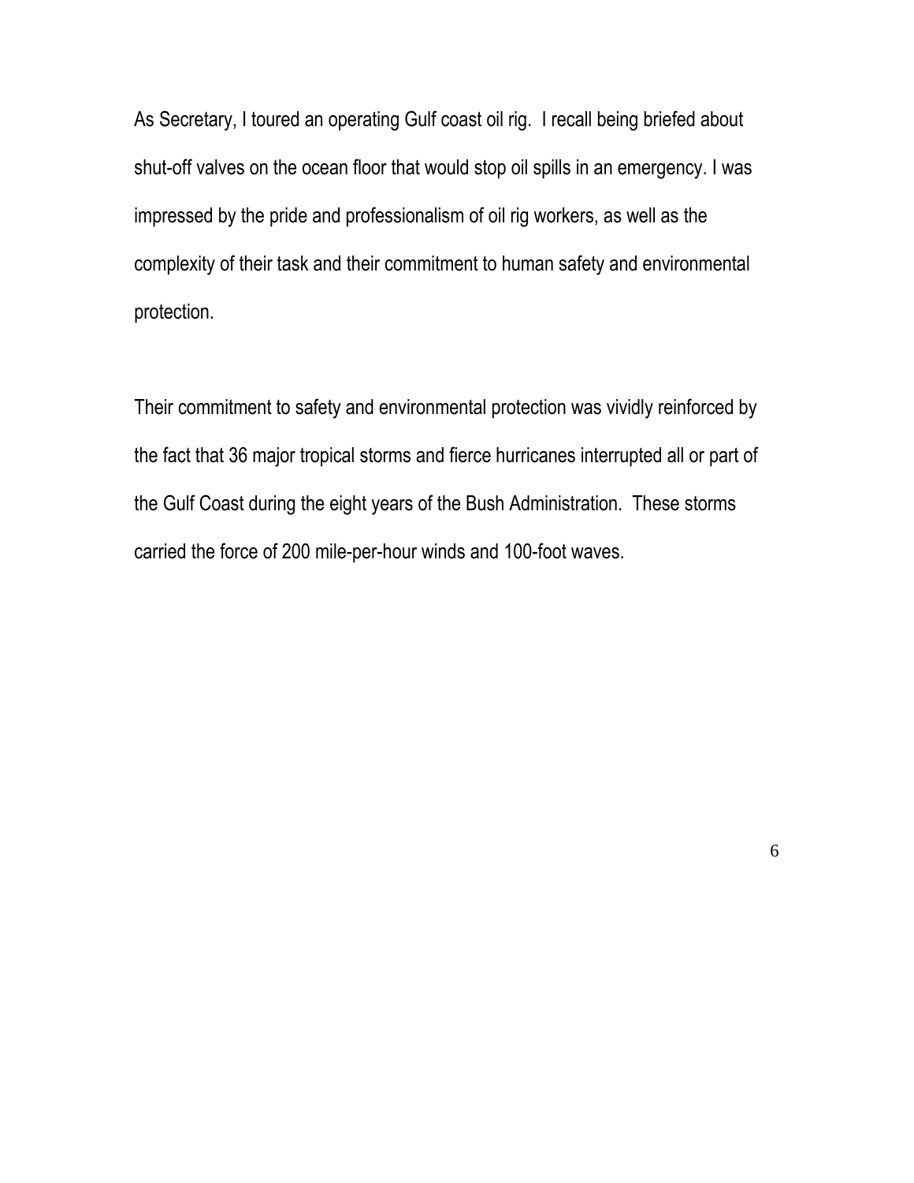As Secretary, I toured an operating Gulf coast oil rig. I recall being briefed about shut-off valves on the ocean floor that would stop oil spills in an emergency. I was impressed by the pride and professionalism of oil rig workers, as well as the complexity of their task and their commitment to human safety and environmental protection.

Their commitment to safety and environmental protection was vividly reinforced by the fact that 36 major tropical storms and fierce hurricanes interrupted all or part of the Gulf Coast during the eight years of the Bush Administration. These storms carried the force of 200 mile-per-hour winds and 100-foot waves.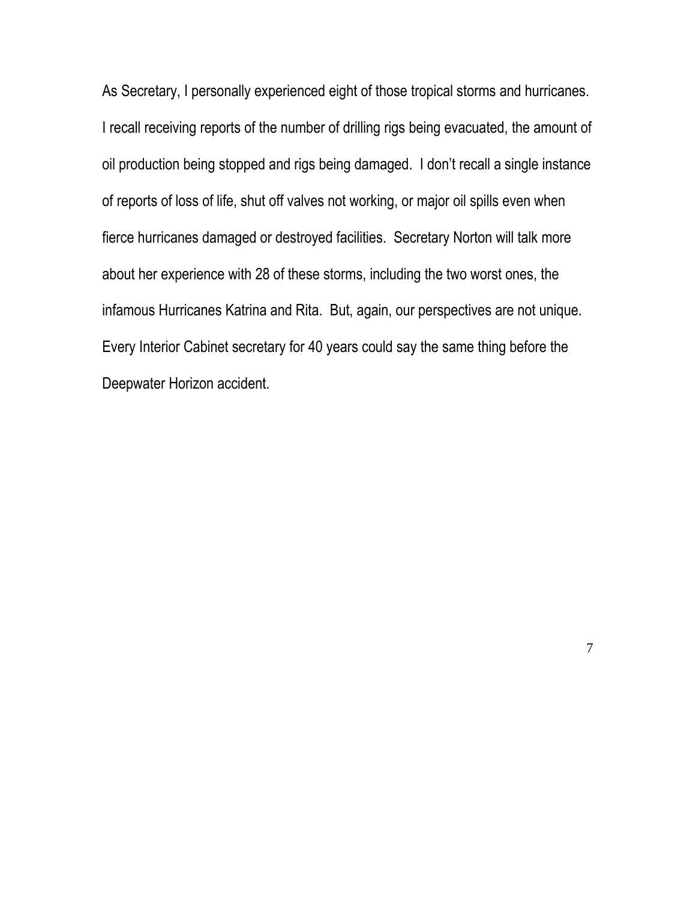As Secretary, I personally experienced eight of those tropical storms and hurricanes. I recall receiving reports of the number of drilling rigs being evacuated, the amount of oil production being stopped and rigs being damaged. I don't recall a single instance of reports of loss of life, shut off valves not working, or major oil spills even when fierce hurricanes damaged or destroyed facilities. Secretary Norton will talk more about her experience with 28 of these storms, including the two worst ones, the infamous Hurricanes Katrina and Rita. But, again, our perspectives are not unique. Every Interior Cabinet secretary for 40 years could say the same thing before the Deepwater Horizon accident.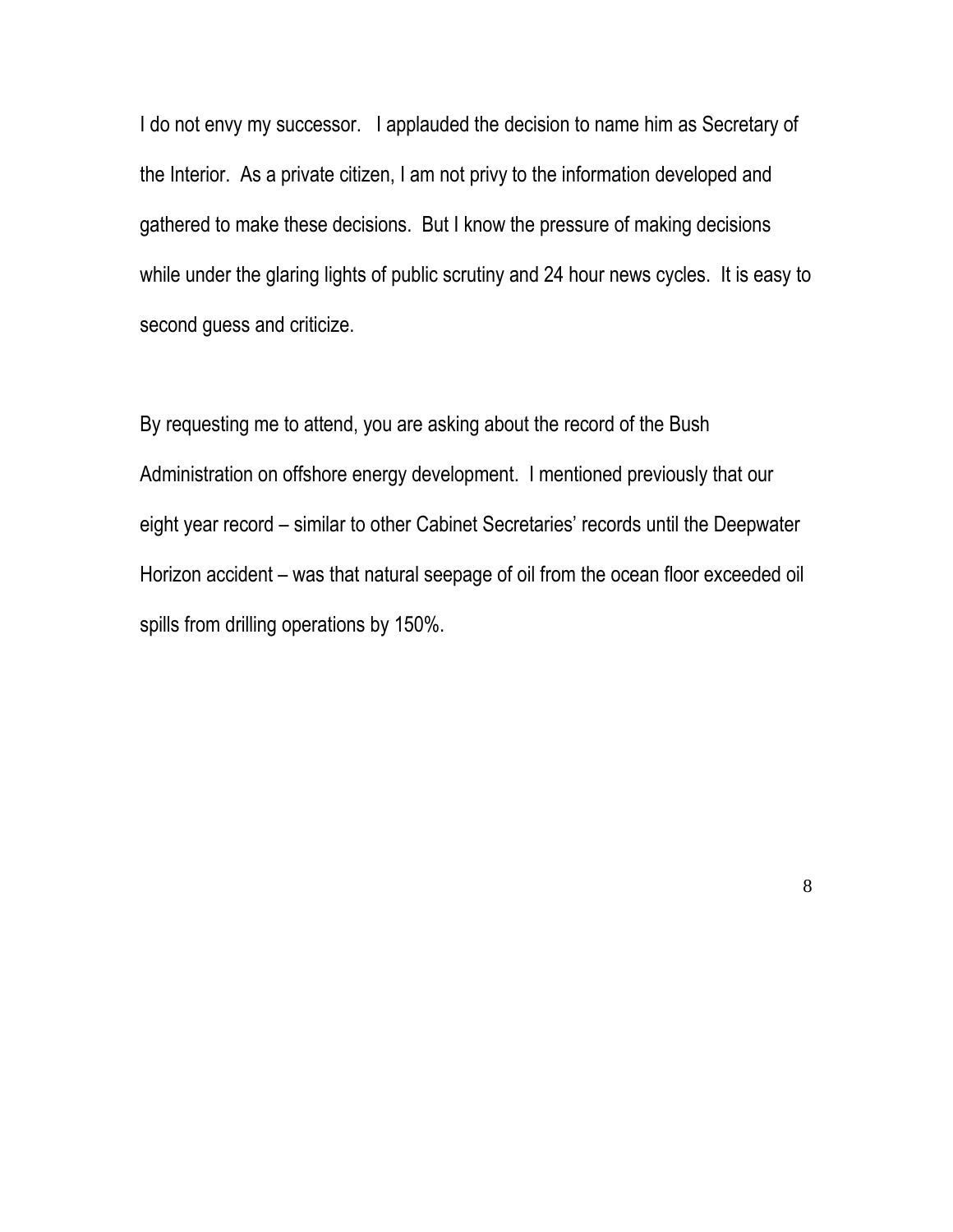I do not envy my successor. I applauded the decision to name him as Secretary of the Interior. As a private citizen, I am not privy to the information developed and gathered to make these decisions. But I know the pressure of making decisions while under the glaring lights of public scrutiny and 24 hour news cycles. It is easy to second guess and criticize.

By requesting me to attend, you are asking about the record of the Bush Administration on offshore energy development. I mentioned previously that our eight year record – similar to other Cabinet Secretaries' records until the Deepwater Horizon accident – was that natural seepage of oil from the ocean floor exceeded oil spills from drilling operations by 150%.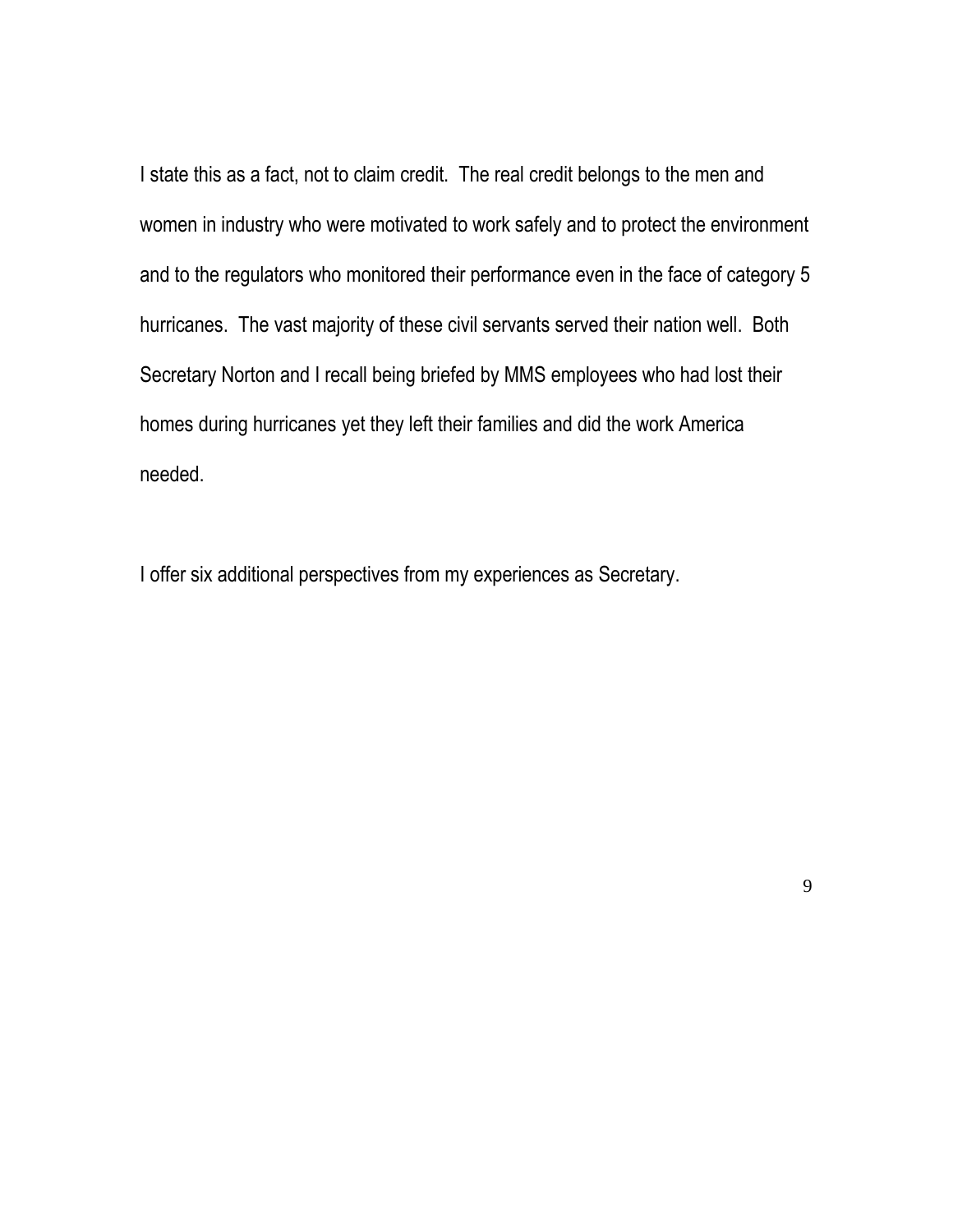I state this as a fact, not to claim credit. The real credit belongs to the men and women in industry who were motivated to work safely and to protect the environment and to the regulators who monitored their performance even in the face of category 5 hurricanes. The vast majority of these civil servants served their nation well. Both Secretary Norton and I recall being briefed by MMS employees who had lost their homes during hurricanes yet they left their families and did the work America needed.

I offer six additional perspectives from my experiences as Secretary.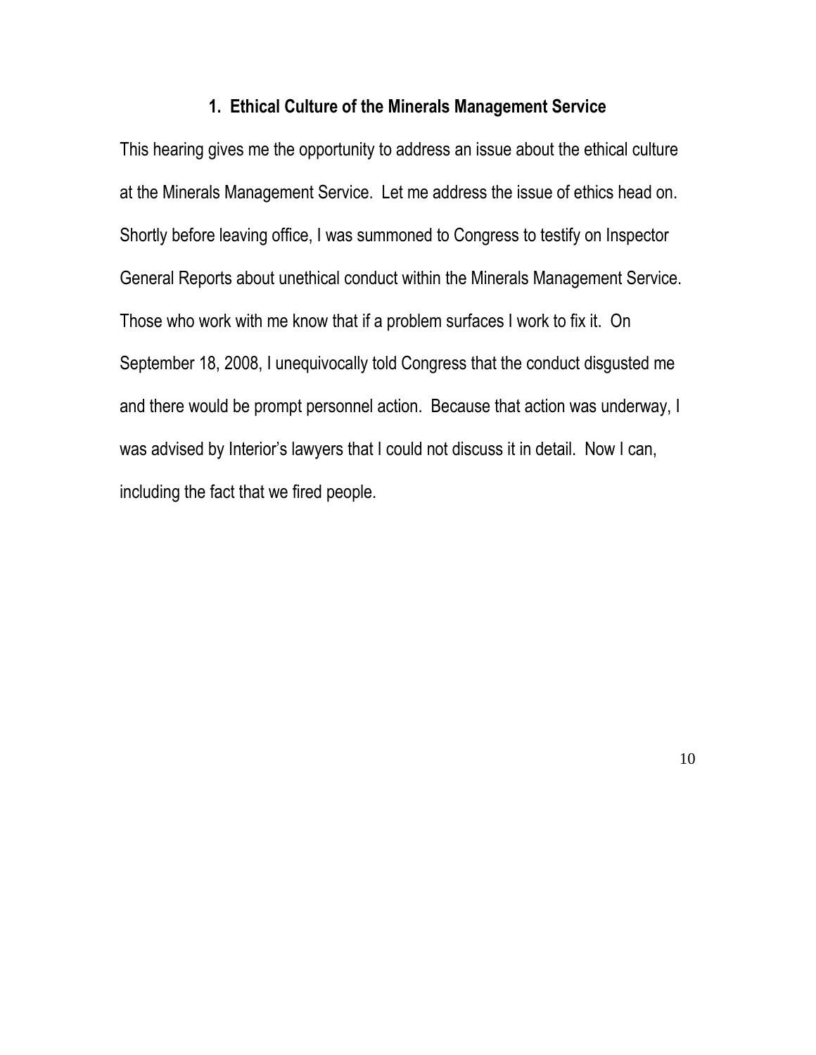## 1. Ethical Culture of the Minerals Management Service

This hearing gives me the opportunity to address an issue about the ethical culture at the Minerals Management Service. Let me address the issue of ethics head on. Shortly before leaving office, I was summoned to Congress to testify on Inspector General Reports about unethical conduct within the Minerals Management Service. Those who work with me know that if a problem surfaces I work to fix it. On September 18, 2008, I unequivocally told Congress that the conduct disgusted me and there would be prompt personnel action. Because that action was underway, I was advised by Interior's lawyers that I could not discuss it in detail. Now I can, including the fact that we fired people.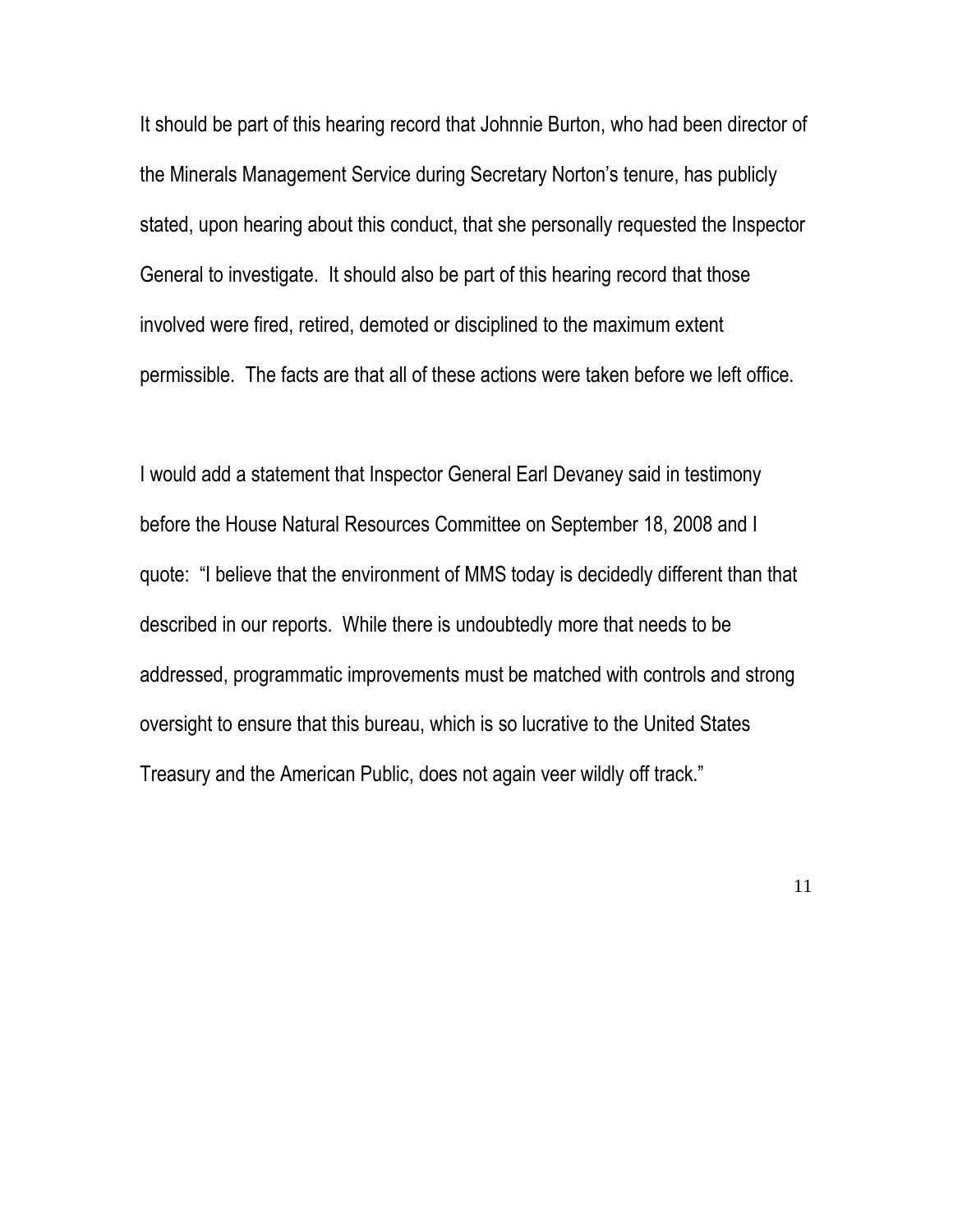It should be part of this hearing record that Johnnie Burton, who had been director of the Minerals Management Service during Secretary Norton's tenure, has publicly stated, upon hearing about this conduct, that she personally requested the Inspector General to investigate. It should also be part of this hearing record that those involved were fired, retired, demoted or disciplined to the maximum extent permissible. The facts are that all of these actions were taken before we left office.

I would add a statement that Inspector General Earl Devaney said in testimony before the House Natural Resources Committee on September 18, 2008 and I quote: "I believe that the environment of MMS today is decidedly different than that described in our reports. While there is undoubtedly more that needs to be addressed, programmatic improvements must be matched with controls and strong oversight to ensure that this bureau, which is so lucrative to the United States Treasury and the American Public, does not again veer wildly off track."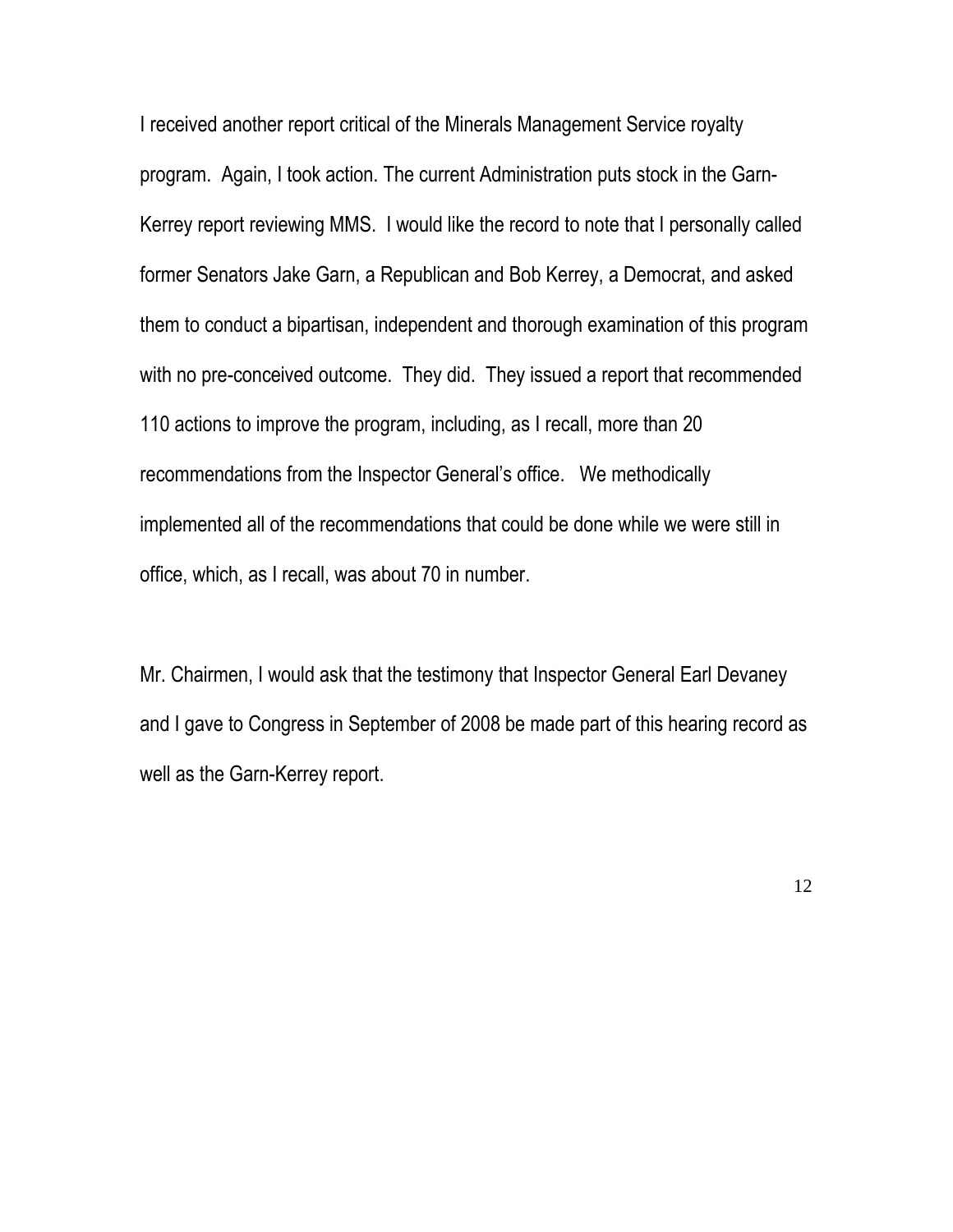I received another report critical of the Minerals Management Service royalty program. Again, I took action. The current Administration puts stock in the Garn-Kerrey report reviewing MMS. I would like the record to note that I personally called former Senators Jake Garn, a Republican and Bob Kerrey, a Democrat, and asked them to conduct a bipartisan, independent and thorough examination of this program with no pre-conceived outcome. They did. They issued a report that recommended 110 actions to improve the program, including, as I recall, more than 20 recommendations from the Inspector General's office. We methodically implemented all of the recommendations that could be done while we were still in office, which, as I recall, was about 70 in number.

Mr. Chairmen, I would ask that the testimony that Inspector General Earl Devaney and I gave to Congress in September of 2008 be made part of this hearing record as well as the Garn-Kerrey report.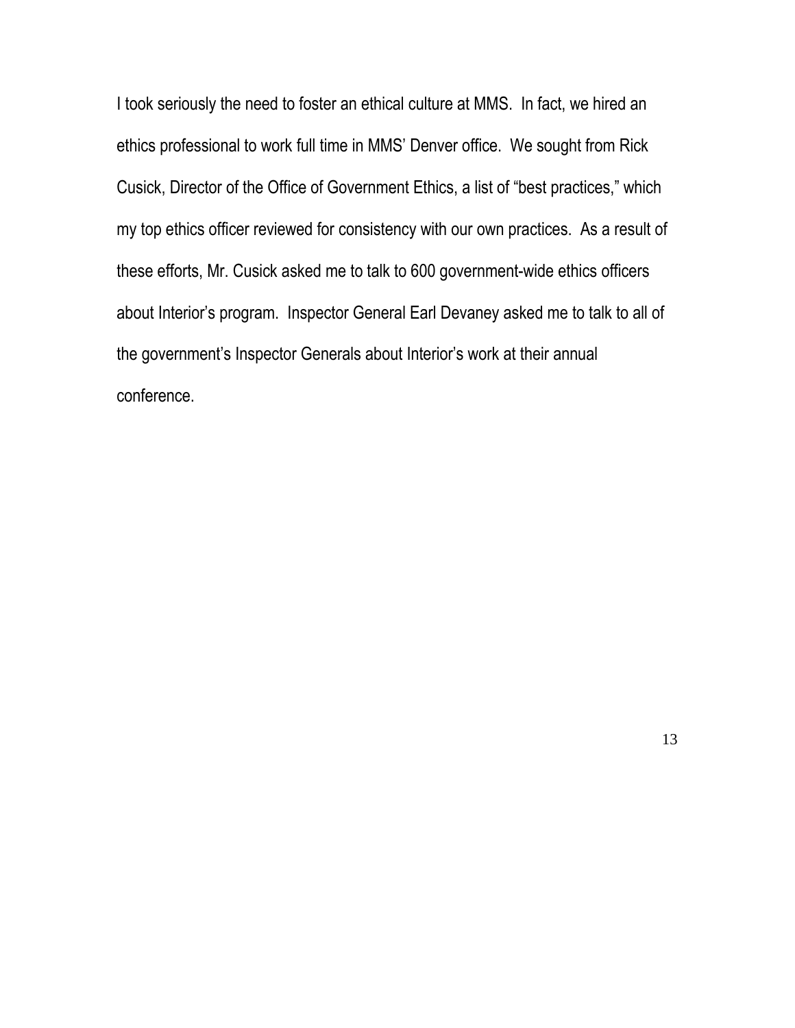I took seriously the need to foster an ethical culture at MMS. In fact, we hired an ethics professional to work full time in MMS' Denver office. We sought from Rick Cusick, Director of the Office of Government Ethics, a list of "best practices," which my top ethics officer reviewed for consistency with our own practices. As a result of these efforts, Mr. Cusick asked me to talk to 600 government-wide ethics officers about Interior's program. Inspector General Earl Devaney asked me to talk to all of the government's Inspector Generals about Interior's work at their annual conference.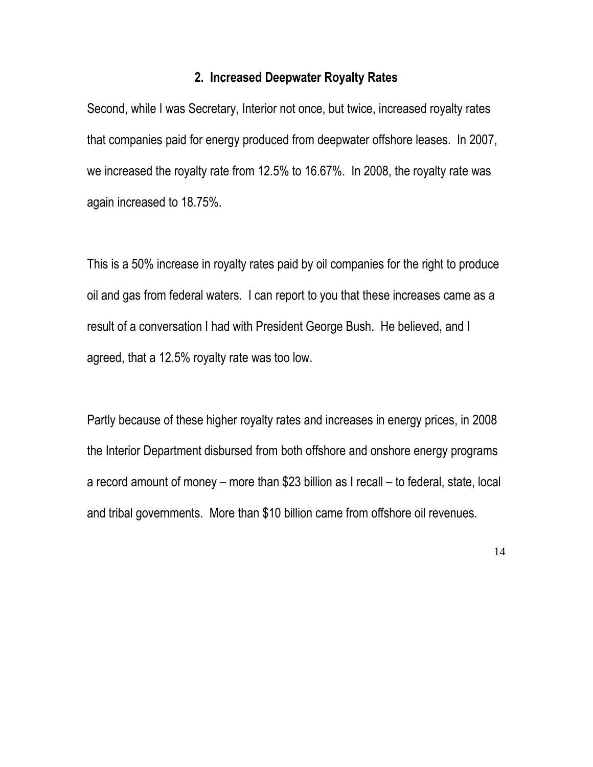## 2. Increased Deepwater Royalty Rates

Second, while I was Secretary, Interior not once, but twice, increased royalty rates that companies paid for energy produced from deepwater offshore leases. In 2007, we increased the royalty rate from 12.5% to 16.67%. In 2008, the royalty rate was again increased to 18.75%.

This is a 50% increase in royalty rates paid by oil companies for the right to produce oil and gas from federal waters. I can report to you that these increases came as a result of a conversation I had with President George Bush. He believed, and I agreed, that a 12.5% royalty rate was too low.

Partly because of these higher royalty rates and increases in energy prices, in 2008 the Interior Department disbursed from both offshore and onshore energy programs a record amount of money – more than $23 billion as I recall – to federal, state, local and tribal governments. More than $10 billion came from offshore oil revenues.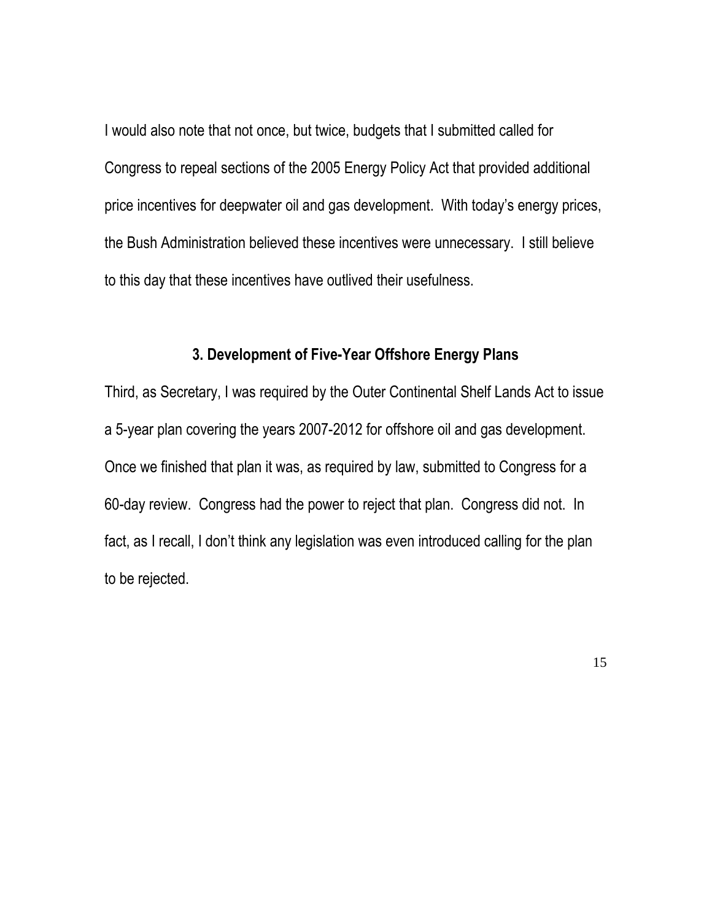I would also note that not once, but twice, budgets that I submitted called for Congress to repeal sections of the 2005 Energy Policy Act that provided additional price incentives for deepwater oil and gas development. With today's energy prices, the Bush Administration believed these incentives were unnecessary. I still believe to this day that these incentives have outlived their usefulness.

### 3. Development of Five-Year Offshore Energy Plans

Third, as Secretary, I was required by the Outer Continental Shelf Lands Act to issue a 5-year plan covering the years 2007-2012 for offshore oil and gas development. Once we finished that plan it was, as required by law, submitted to Congress for a 60-day review. Congress had the power to reject that plan. Congress did not. In fact, as I recall, I don't think any legislation was even introduced calling for the plan to be rejected.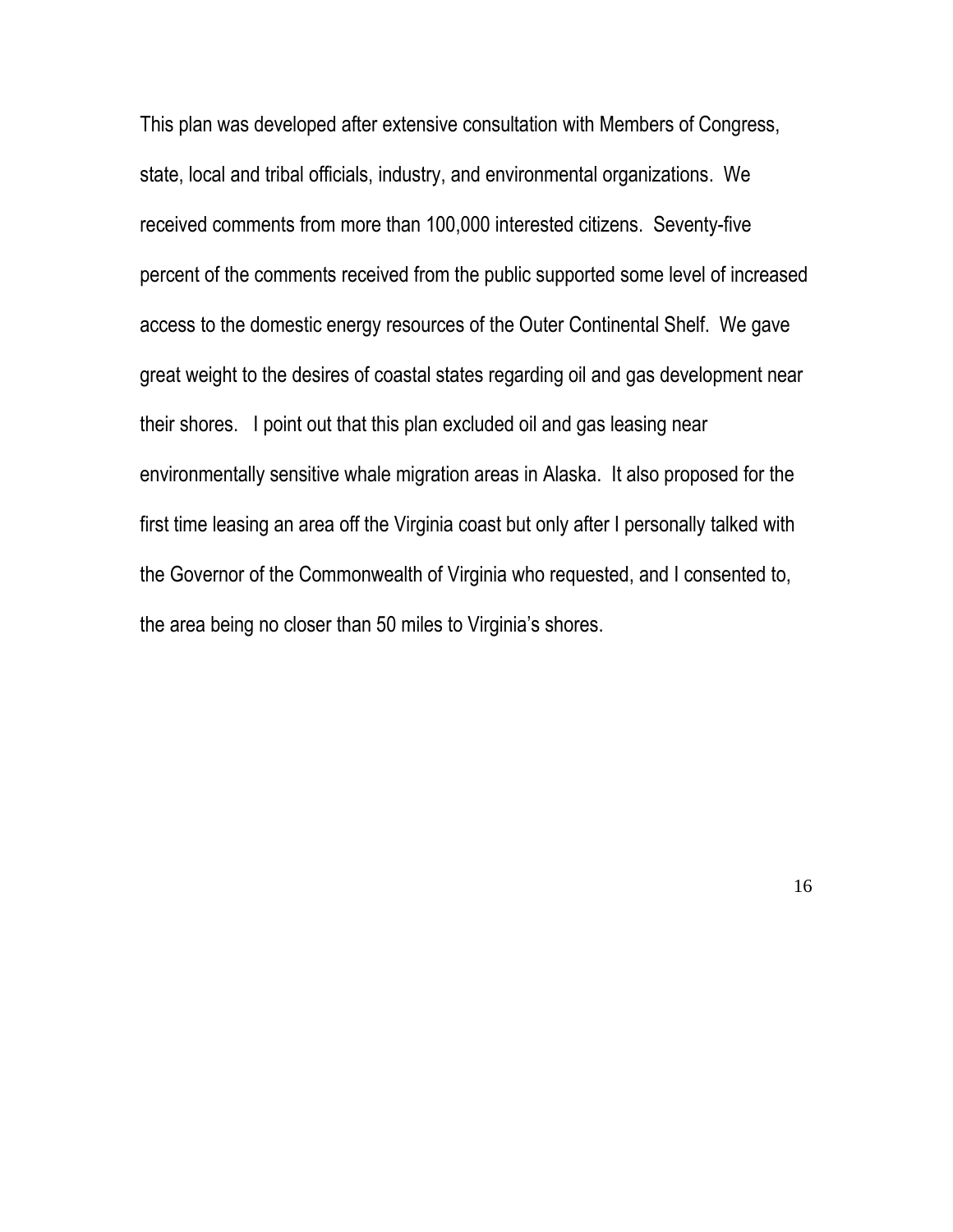This plan was developed after extensive consultation with Members of Congress, state, local and tribal officials, industry, and environmental organizations. We received comments from more than 100,000 interested citizens. Seventy-five percent of the comments received from the public supported some level of increased access to the domestic energy resources of the Outer Continental Shelf. We gave great weight to the desires of coastal states regarding oil and gas development near their shores. I point out that this plan excluded oil and gas leasing near environmentally sensitive whale migration areas in Alaska. It also proposed for the first time leasing an area off the Virginia coast but only after I personally talked with the Governor of the Commonwealth of Virginia who requested, and I consented to, the area being no closer than 50 miles to Virginia's shores.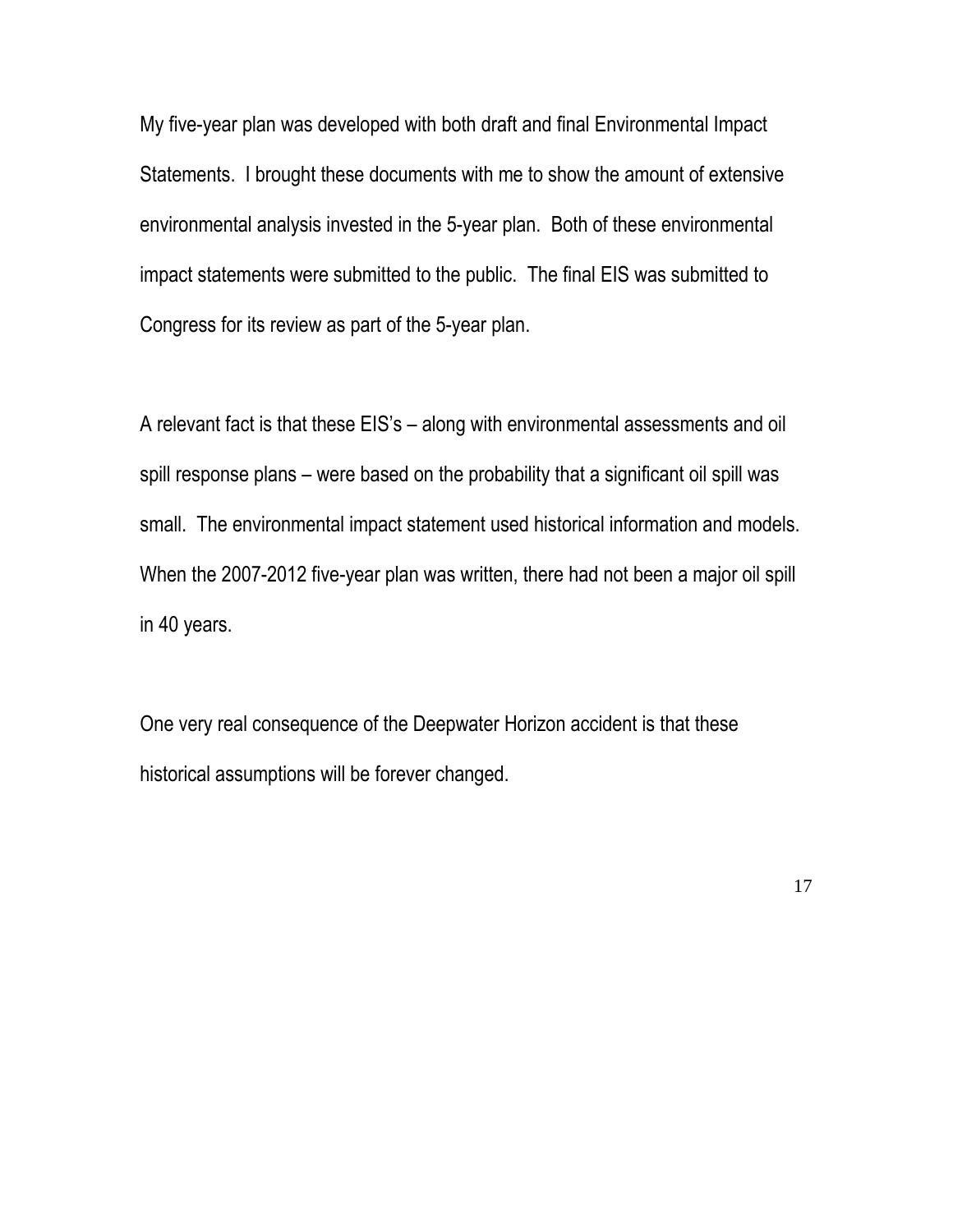My five-year plan was developed with both draft and final Environmental Impact Statements. I brought these documents with me to show the amount of extensive environmental analysis invested in the 5-year plan. Both of these environmental impact statements were submitted to the public. The final EIS was submitted to Congress for its review as part of the 5-year plan.

A relevant fact is that these EIS's – along with environmental assessments and oil spill response plans – were based on the probability that a significant oil spill was small. The environmental impact statement used historical information and models. When the 2007-2012 five-year plan was written, there had not been a major oil spill in 40 years.

One very real consequence of the Deepwater Horizon accident is that these historical assumptions will be forever changed.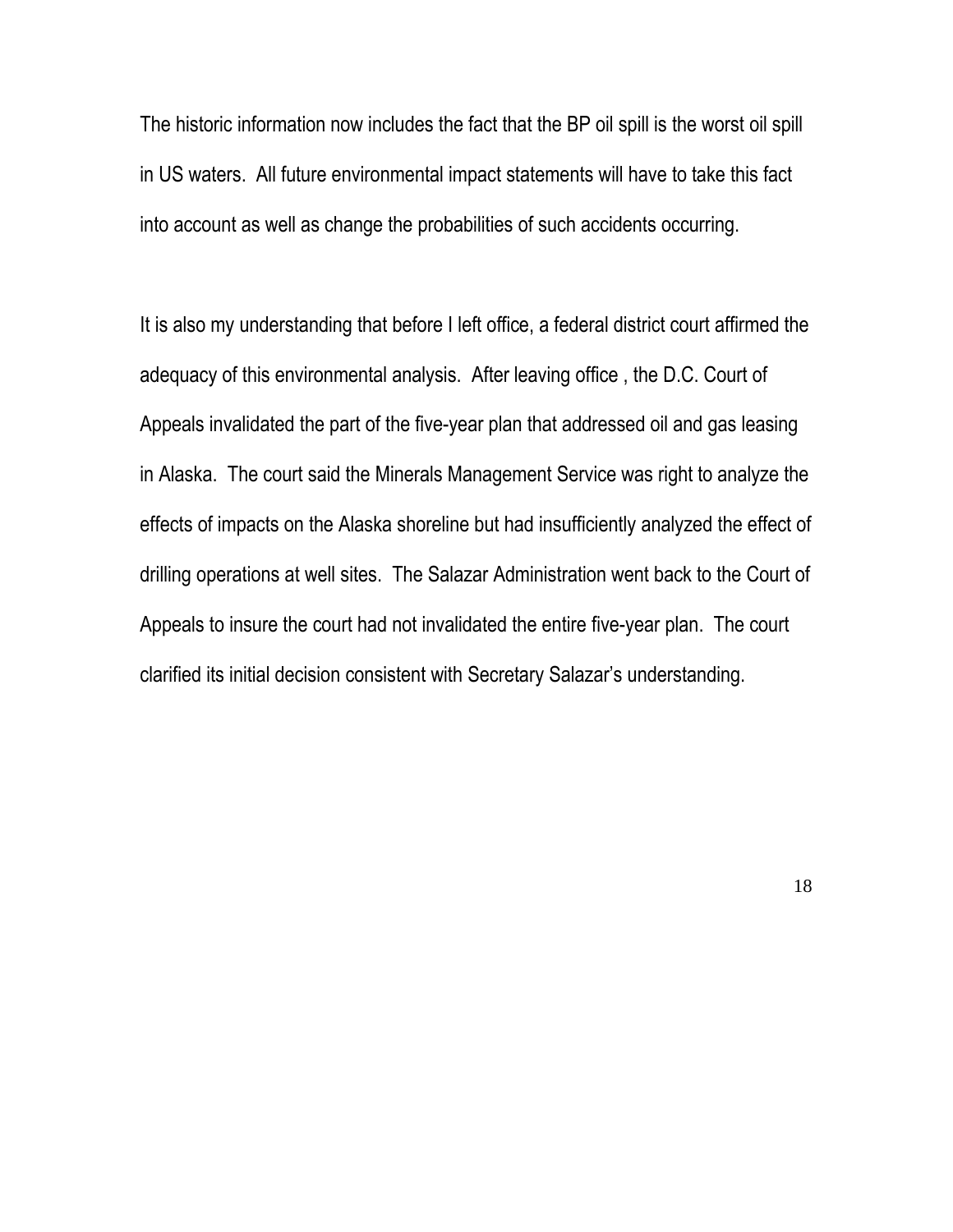The historic information now includes the fact that the BP oil spill is the worst oil spill in US waters. All future environmental impact statements will have to take this fact into account as well as change the probabilities of such accidents occurring.

It is also my understanding that before I left office, a federal district court affirmed the adequacy of this environmental analysis. After leaving office , the D.C. Court of Appeals invalidated the part of the five-year plan that addressed oil and gas leasing in Alaska. The court said the Minerals Management Service was right to analyze the effects of impacts on the Alaska shoreline but had insufficiently analyzed the effect of drilling operations at well sites. The Salazar Administration went back to the Court of Appeals to insure the court had not invalidated the entire five-year plan. The court clarified its initial decision consistent with Secretary Salazar's understanding.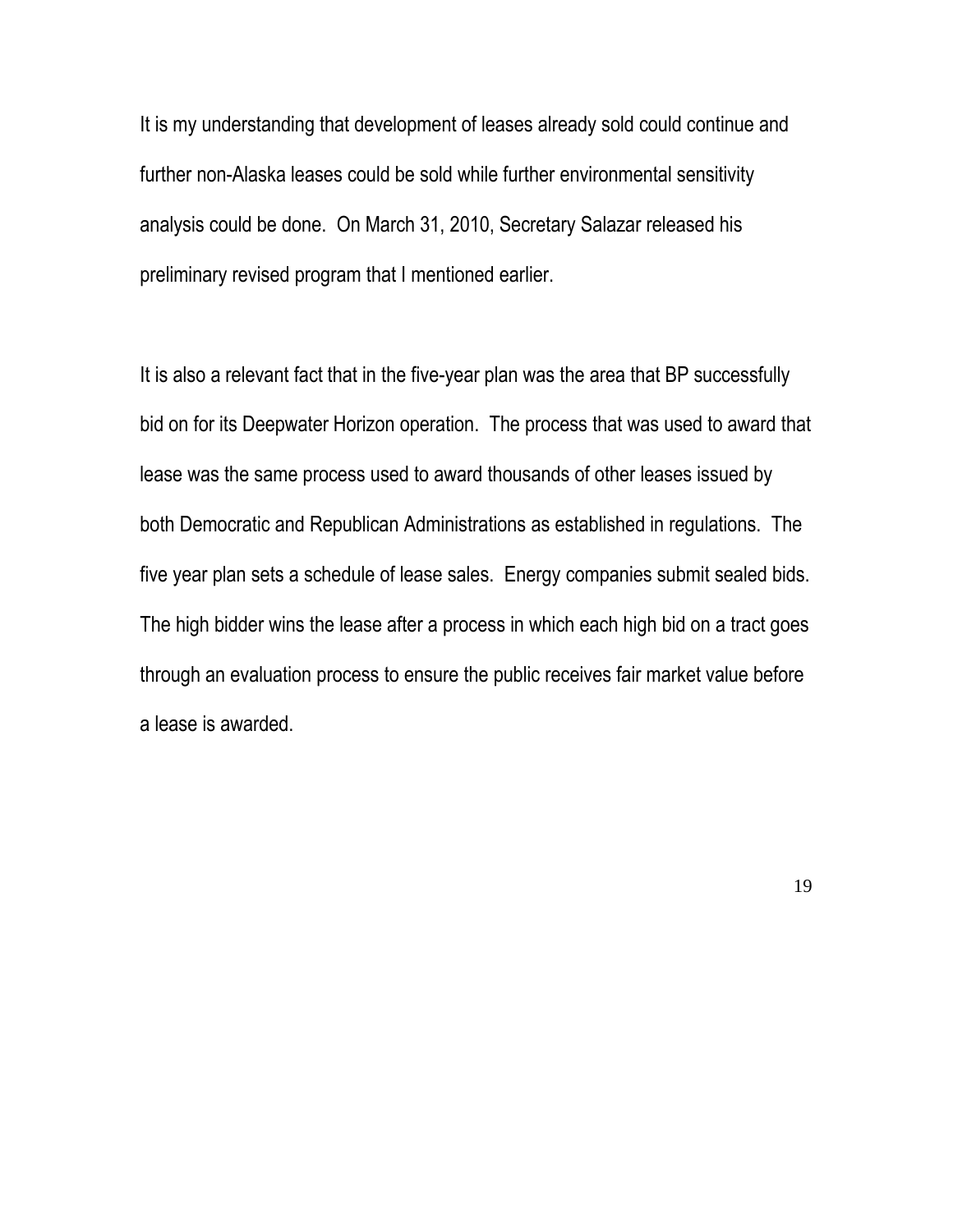It is my understanding that development of leases already sold could continue and further non-Alaska leases could be sold while further environmental sensitivity analysis could be done. On March 31, 2010, Secretary Salazar released his preliminary revised program that I mentioned earlier.

It is also a relevant fact that in the five-year plan was the area that BP successfully bid on for its Deepwater Horizon operation. The process that was used to award that lease was the same process used to award thousands of other leases issued by both Democratic and Republican Administrations as established in regulations. The five year plan sets a schedule of lease sales. Energy companies submit sealed bids. The high bidder wins the lease after a process in which each high bid on a tract goes through an evaluation process to ensure the public receives fair market value before a lease is awarded.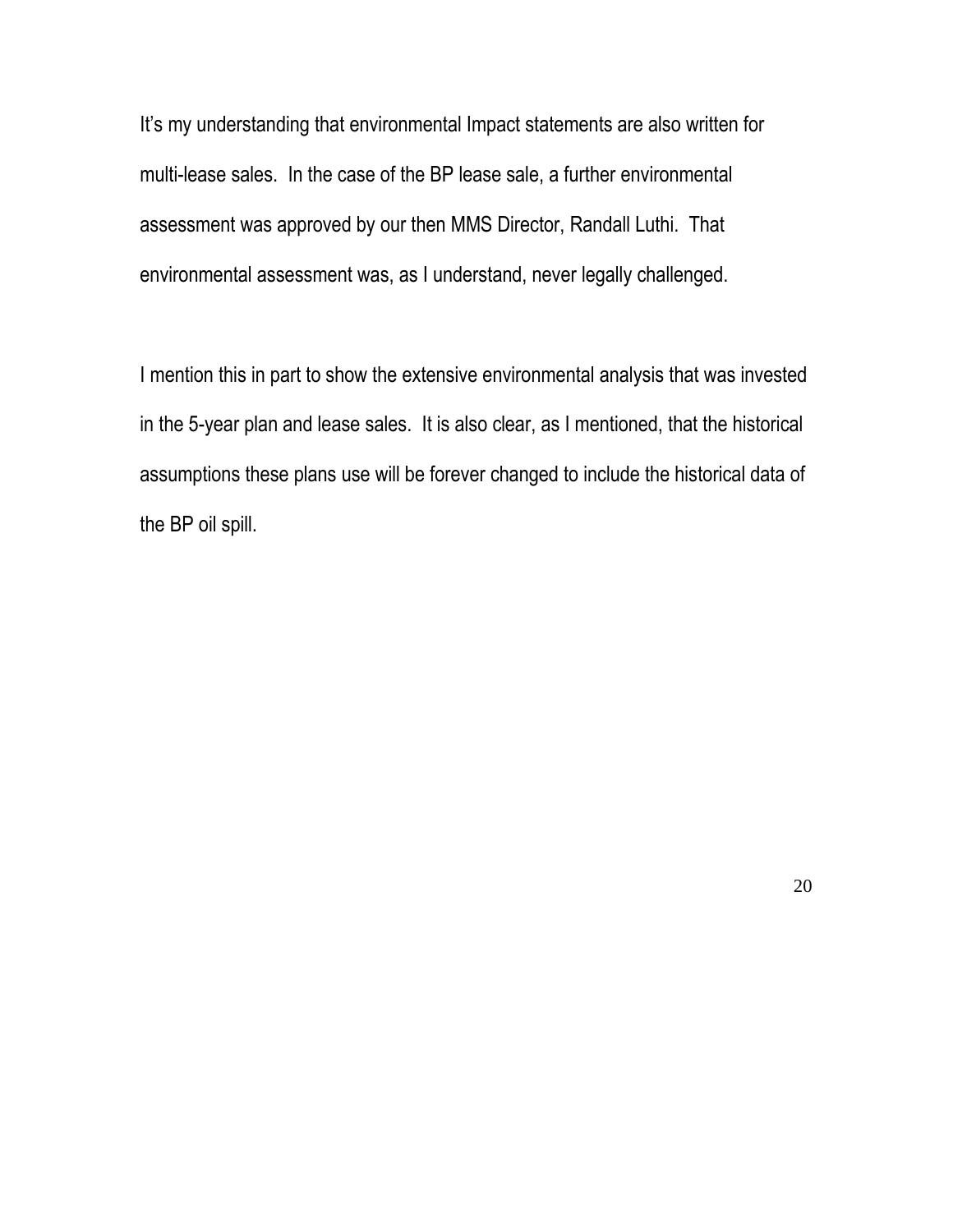It's my understanding that environmental Impact statements are also written for multi-lease sales. In the case of the BP lease sale, a further environmental assessment was approved by our then MMS Director, Randall Luthi. That environmental assessment was, as I understand, never legally challenged.

I mention this in part to show the extensive environmental analysis that was invested in the 5-year plan and lease sales. It is also clear, as I mentioned, that the historical assumptions these plans use will be forever changed to include the historical data of the BP oil spill.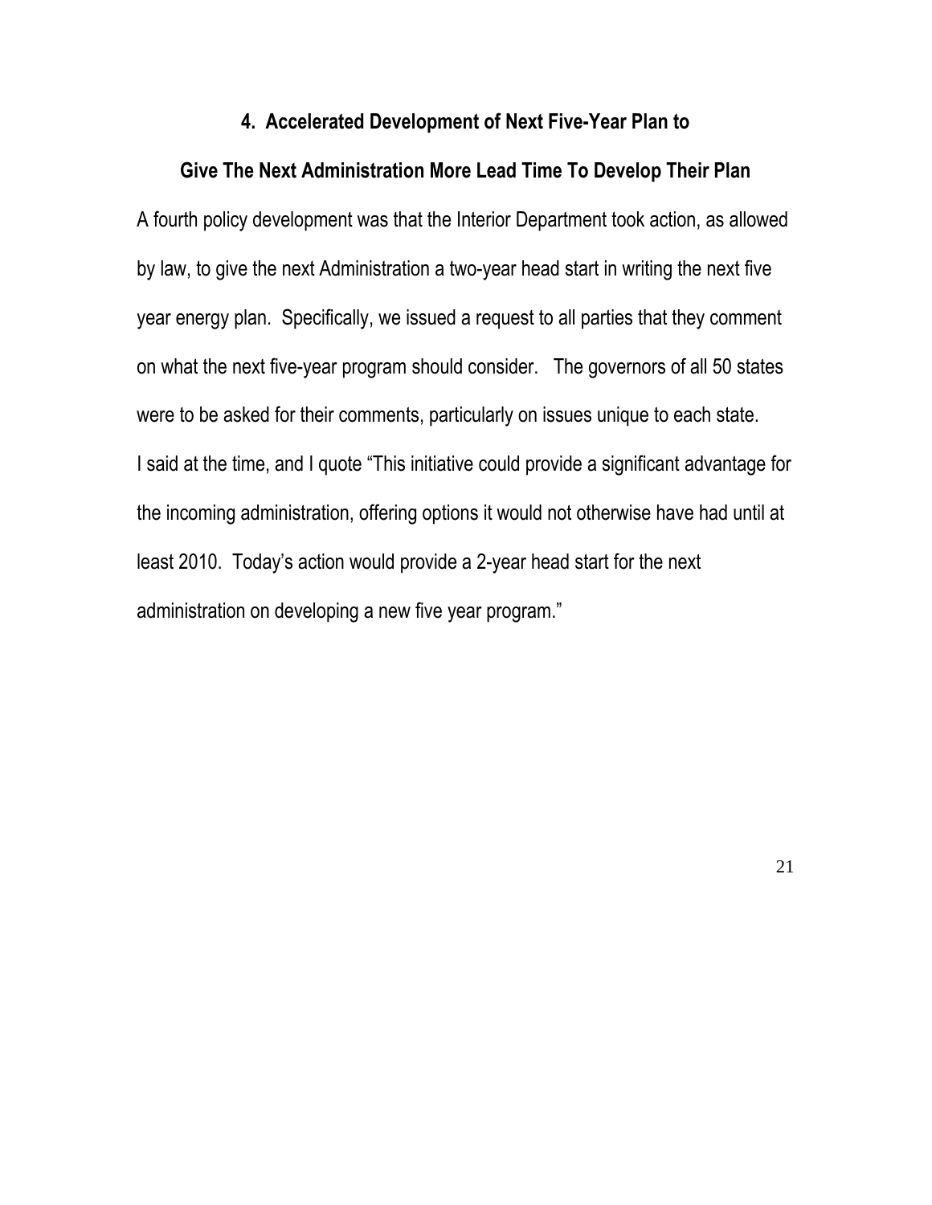### 4. Accelerated Development of Next Five-Year Plan to Give The Next Administration More Lead Time To Develop Their Plan

A fourth policy development was that the Interior Department took action, as allowed by law, to give the next Administration a two-year head start in writing the next five year energy plan. Specifically, we issued a request to all parties that they comment on what the next five-year program should consider. The governors of all 50 states were to be asked for their comments, particularly on issues unique to each state.

I said at the time, and I quote "This initiative could provide a significant advantage for the incoming administration, offering options it would not otherwise have had until at least 2010. Today's action would provide a 2-year head start for the next administration on developing a new five year program."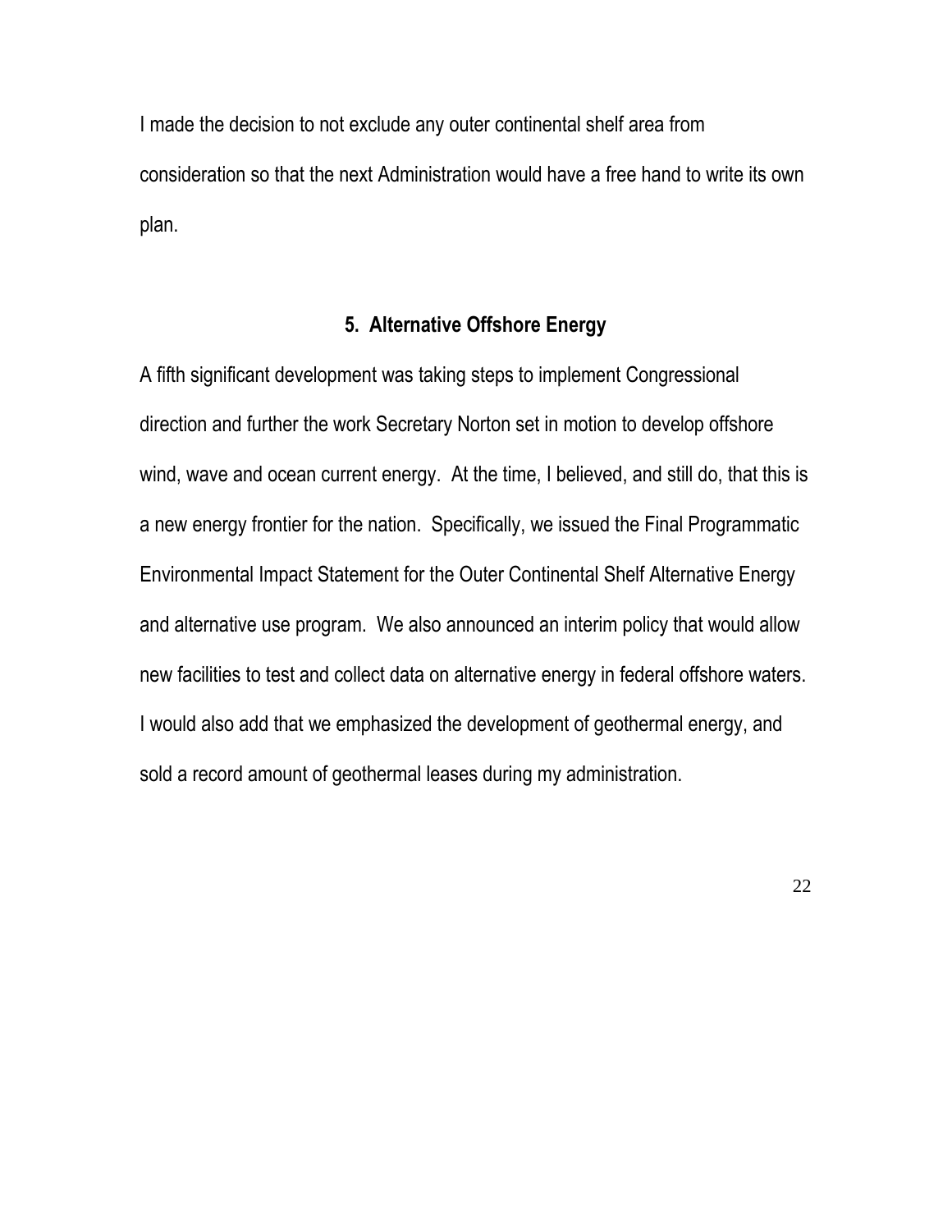I made the decision to not exclude any outer continental shelf area from consideration so that the next Administration would have a free hand to write its own plan.

## 5. Alternative Offshore Energy

A fifth significant development was taking steps to implement Congressional direction and further the work Secretary Norton set in motion to develop offshore wind, wave and ocean current energy. At the time, I believed, and still do, that this is a new energy frontier for the nation. Specifically, we issued the Final Programmatic Environmental Impact Statement for the Outer Continental Shelf Alternative Energy and alternative use program. We also announced an interim policy that would allow new facilities to test and collect data on alternative energy in federal offshore waters. I would also add that we emphasized the development of geothermal energy, and sold a record amount of geothermal leases during my administration.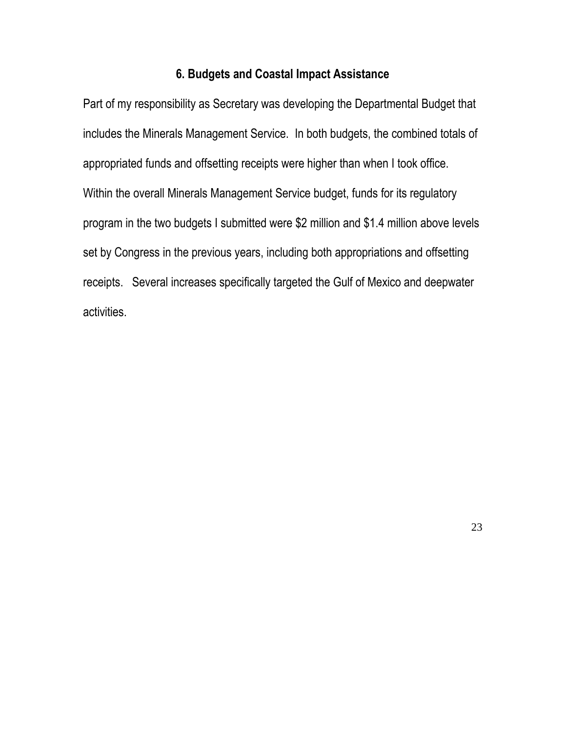## 6. Budgets and Coastal Impact Assistance

Part of my responsibility as Secretary was developing the Departmental Budget that includes the Minerals Management Service. In both budgets, the combined totals of appropriated funds and offsetting receipts were higher than when I took office. Within the overall Minerals Management Service budget, funds for its regulatory program in the two budgets I submitted were $2 million and $1.4 million above levels set by Congress in the previous years, including both appropriations and offsetting receipts. Several increases specifically targeted the Gulf of Mexico and deepwater activities.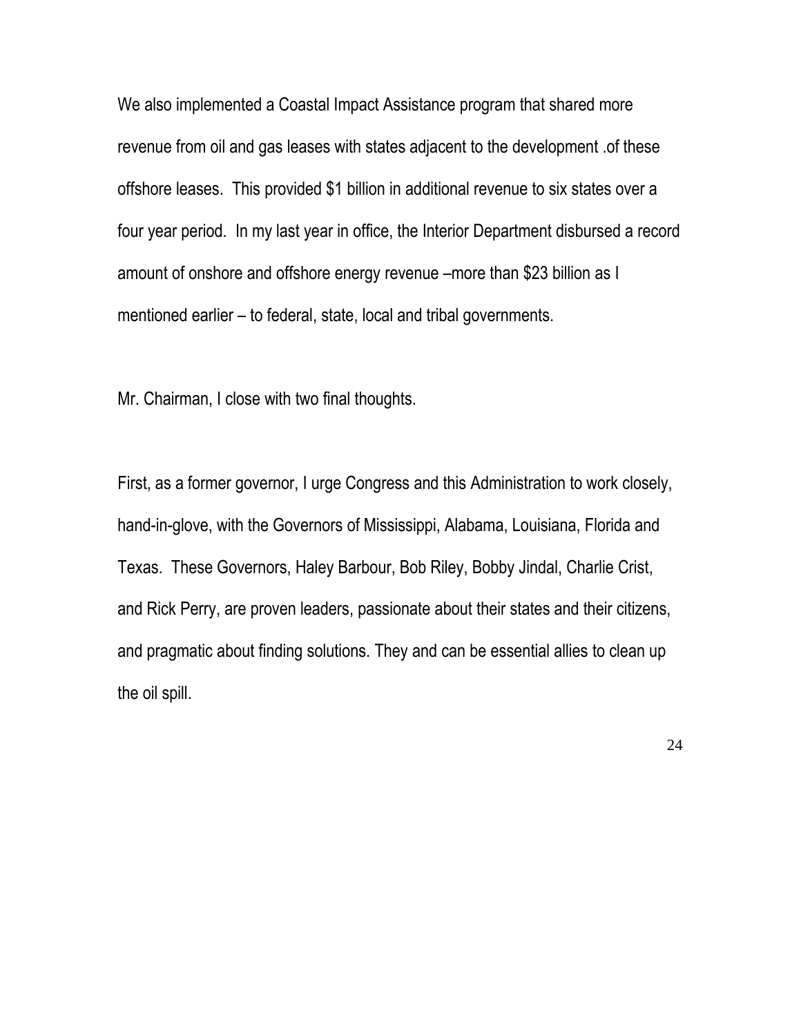We also implemented a Coastal Impact Assistance program that shared more revenue from oil and gas leases with states adjacent to the development .of these offshore leases. This provided $1 billion in additional revenue to six states over a four year period. In my last year in office, the Interior Department disbursed a record amount of onshore and offshore energy revenue –more than $23 billion as I mentioned earlier – to federal, state, local and tribal governments.

Mr. Chairman, I close with two final thoughts.

First, as a former governor, I urge Congress and this Administration to work closely, hand-in-glove, with the Governors of Mississippi, Alabama, Louisiana, Florida and Texas. These Governors, Haley Barbour, Bob Riley, Bobby Jindal, Charlie Crist, and Rick Perry, are proven leaders, passionate about their states and their citizens, and pragmatic about finding solutions. They and can be essential allies to clean up the oil spill.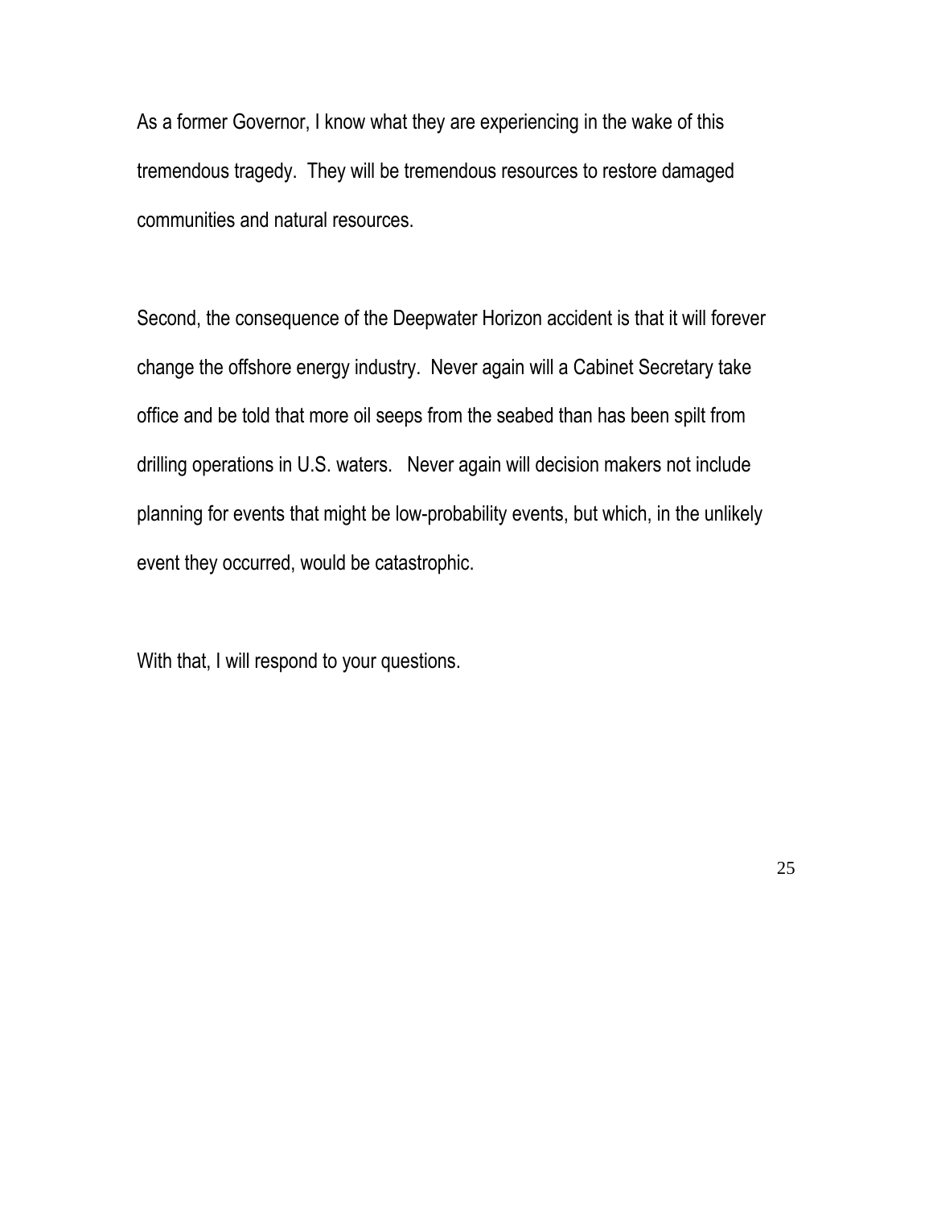As a former Governor, I know what they are experiencing in the wake of this tremendous tragedy. They will be tremendous resources to restore damaged communities and natural resources.

Second, the consequence of the Deepwater Horizon accident is that it will forever change the offshore energy industry. Never again will a Cabinet Secretary take office and be told that more oil seeps from the seabed than has been spilt from drilling operations in U.S. waters. Never again will decision makers not include planning for events that might be low-probability events, but which, in the unlikely event they occurred, would be catastrophic.

With that, I will respond to your questions.